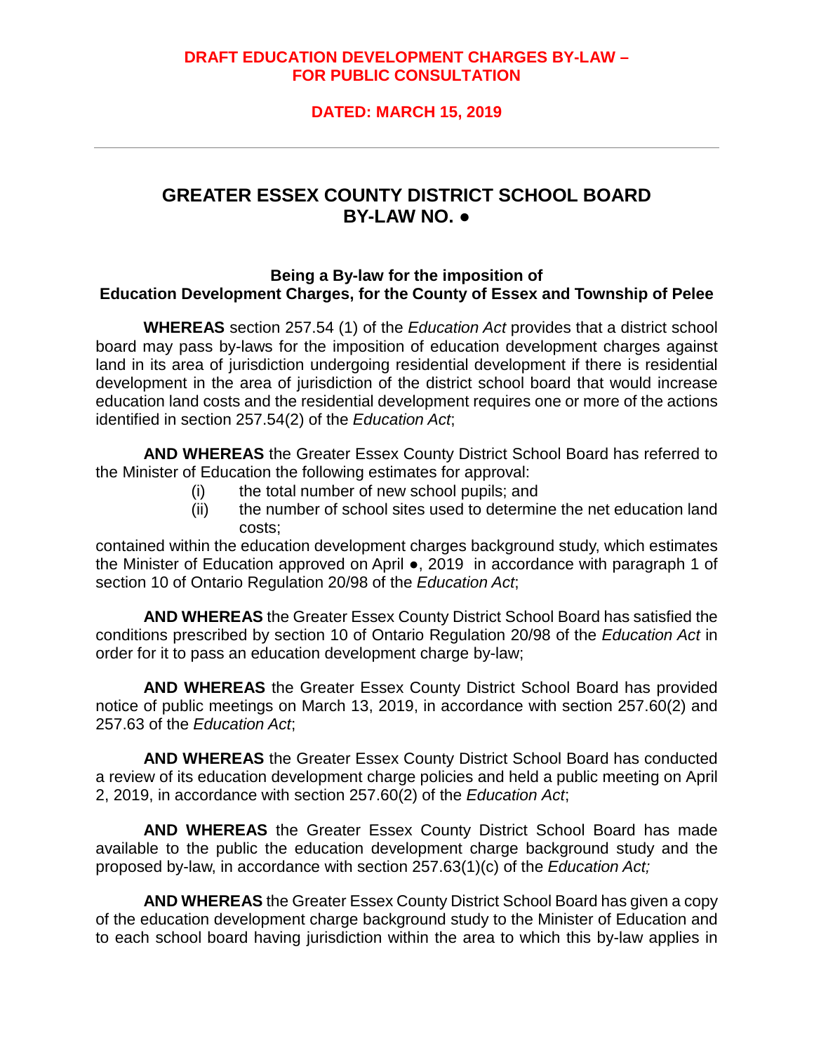**DRAFT EDUCATION DEVELOPMENT CHARGES BY-LAW – FOR PUBLIC CONSULTATION**

**DATED: MARCH 15, 2019**

---

# GREATER ESSEX COUNTY DISTRICT SCHOOL BOARD BY-LAW NO. ●

### Being a By-law for the imposition of Education Development Charges, for the County of Essex and Township of Pelee

**WHEREAS** section 257.54 (1) of the *Education Act* provides that a district school board may pass by-laws for the imposition of education development charges against land in its area of jurisdiction undergoing residential development if there is residential development in the area of jurisdiction of the district school board that would increase education land costs and the residential development requires one or more of the actions identified in section 257.54(2) of the *Education Act*;

**AND WHEREAS** the Greater Essex County District School Board has referred to the Minister of Education the following estimates for approval:

(i) the total number of new school pupils; and
(ii) the number of school sites used to determine the net education land costs;

contained within the education development charges background study, which estimates the Minister of Education approved on April ●, 2019 in accordance with paragraph 1 of section 10 of Ontario Regulation 20/98 of the *Education Act*;

**AND WHEREAS** the Greater Essex County District School Board has satisfied the conditions prescribed by section 10 of Ontario Regulation 20/98 of the *Education Act* in order for it to pass an education development charge by-law;

**AND WHEREAS** the Greater Essex County District School Board has provided notice of public meetings on March 13, 2019, in accordance with section 257.60(2) and 257.63 of the *Education Act*;

**AND WHEREAS** the Greater Essex County District School Board has conducted a review of its education development charge policies and held a public meeting on April 2, 2019, in accordance with section 257.60(2) of the *Education Act*;

**AND WHEREAS** the Greater Essex County District School Board has made available to the public the education development charge background study and the proposed by-law, in accordance with section 257.63(1)(c) of the *Education Act;*

**AND WHEREAS** the Greater Essex County District School Board has given a copy of the education development charge background study to the Minister of Education and to each school board having jurisdiction within the area to which this by-law applies in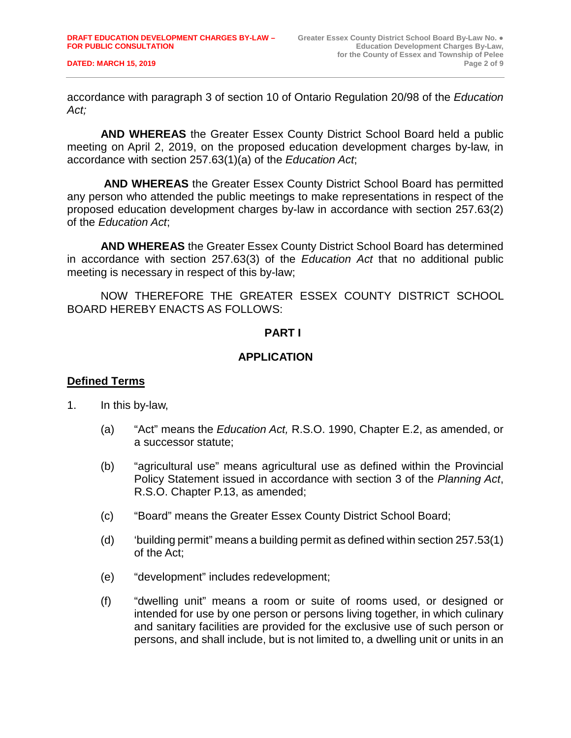accordance with paragraph 3 of section 10 of Ontario Regulation 20/98 of the *Education Act;*

**AND WHEREAS** the Greater Essex County District School Board held a public meeting on April 2, 2019, on the proposed education development charges by-law, in accordance with section 257.63(1)(a) of the *Education Act*;

**AND WHEREAS** the Greater Essex County District School Board has permitted any person who attended the public meetings to make representations in respect of the proposed education development charges by-law in accordance with section 257.63(2) of the *Education Act*;

**AND WHEREAS** the Greater Essex County District School Board has determined in accordance with section 257.63(3) of the *Education Act* that no additional public meeting is necessary in respect of this by-law;

NOW THEREFORE THE GREATER ESSEX COUNTY DISTRICT SCHOOL BOARD HEREBY ENACTS AS FOLLOWS:

## PART I

## APPLICATION

### Defined Terms

1. In this by-law,

   (a) "Act" means the *Education Act,* R.S.O. 1990, Chapter E.2, as amended, or a successor statute;

   (b) "agricultural use" means agricultural use as defined within the Provincial Policy Statement issued in accordance with section 3 of the *Planning Act*, R.S.O. Chapter P.13, as amended;

   (c) "Board" means the Greater Essex County District School Board;

   (d) 'building permit" means a building permit as defined within section 257.53(1) of the Act;

   (e) "development" includes redevelopment;

   (f) "dwelling unit" means a room or suite of rooms used, or designed or intended for use by one person or persons living together, in which culinary and sanitary facilities are provided for the exclusive use of such person or persons, and shall include, but is not limited to, a dwelling unit or units in an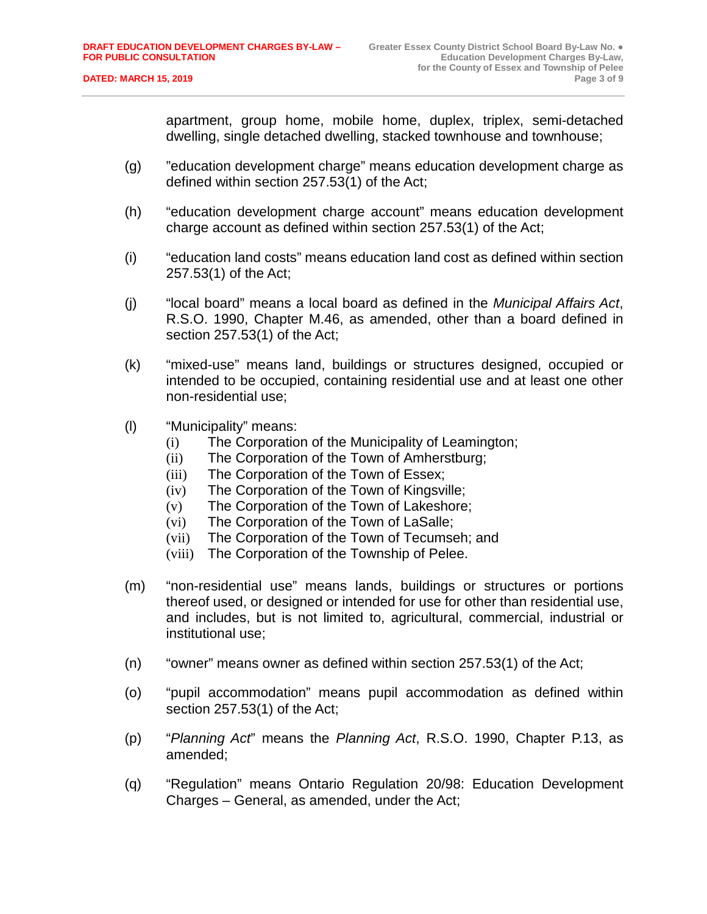apartment, group home, mobile home, duplex, triplex, semi-detached dwelling, single detached dwelling, stacked townhouse and townhouse;

(g) ”education development charge” means education development charge as defined within section 257.53(1) of the Act;

(h) “education development charge account” means education development charge account as defined within section 257.53(1) of the Act;

(i) “education land costs” means education land cost as defined within section 257.53(1) of the Act;

(j) “local board” means a local board as defined in the *Municipal Affairs Act*, R.S.O. 1990, Chapter M.46, as amended, other than a board defined in section 257.53(1) of the Act;

(k) “mixed-use” means land, buildings or structures designed, occupied or intended to be occupied, containing residential use and at least one other non-residential use;

(l) “Municipality” means:
   - (i) The Corporation of the Municipality of Leamington;
   - (ii) The Corporation of the Town of Amherstburg;
   - (iii) The Corporation of the Town of Essex;
   - (iv) The Corporation of the Town of Kingsville;
   - (v) The Corporation of the Town of Lakeshore;
   - (vi) The Corporation of the Town of LaSalle;
   - (vii) The Corporation of the Town of Tecumseh; and
   - (viii) The Corporation of the Township of Pelee.

(m) “non-residential use” means lands, buildings or structures or portions thereof used, or designed or intended for use for other than residential use, and includes, but is not limited to, agricultural, commercial, industrial or institutional use;

(n) “owner” means owner as defined within section 257.53(1) of the Act;

(o) “pupil accommodation” means pupil accommodation as defined within section 257.53(1) of the Act;

(p) “*Planning Act*” means the *Planning Act*, R.S.O. 1990, Chapter P.13, as amended;

(q) “Regulation” means Ontario Regulation 20/98: Education Development Charges – General, as amended, under the Act;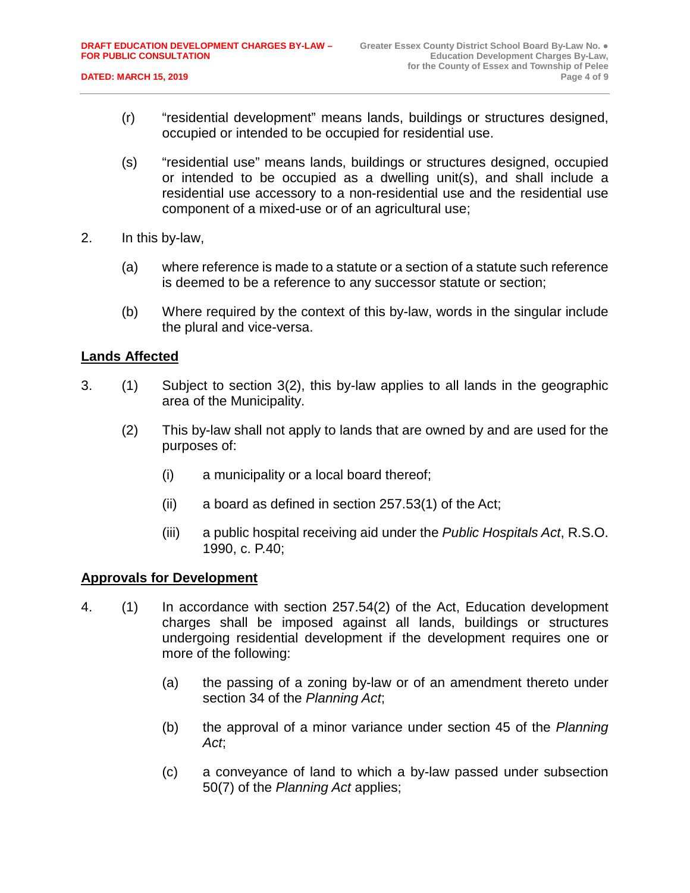(r) "residential development" means lands, buildings or structures designed, occupied or intended to be occupied for residential use.

(s) "residential use" means lands, buildings or structures designed, occupied or intended to be occupied as a dwelling unit(s), and shall include a residential use accessory to a non-residential use and the residential use component of a mixed-use or of an agricultural use;

2. In this by-law,

(a) where reference is made to a statute or a section of a statute such reference is deemed to be a reference to any successor statute or section;

(b) Where required by the context of this by-law, words in the singular include the plural and vice-versa.

**Lands Affected**

3. (1) Subject to section 3(2), this by-law applies to all lands in the geographic area of the Municipality.

(2) This by-law shall not apply to lands that are owned by and are used for the purposes of:

(i) a municipality or a local board thereof;

(ii) a board as defined in section 257.53(1) of the Act;

(iii) a public hospital receiving aid under the *Public Hospitals Act*, R.S.O. 1990, c. P.40;

**Approvals for Development**

4. (1) In accordance with section 257.54(2) of the Act, Education development charges shall be imposed against all lands, buildings or structures undergoing residential development if the development requires one or more of the following:

(a) the passing of a zoning by-law or of an amendment thereto under section 34 of the *Planning Act*;

(b) the approval of a minor variance under section 45 of the *Planning Act*;

(c) a conveyance of land to which a by-law passed under subsection 50(7) of the *Planning Act* applies;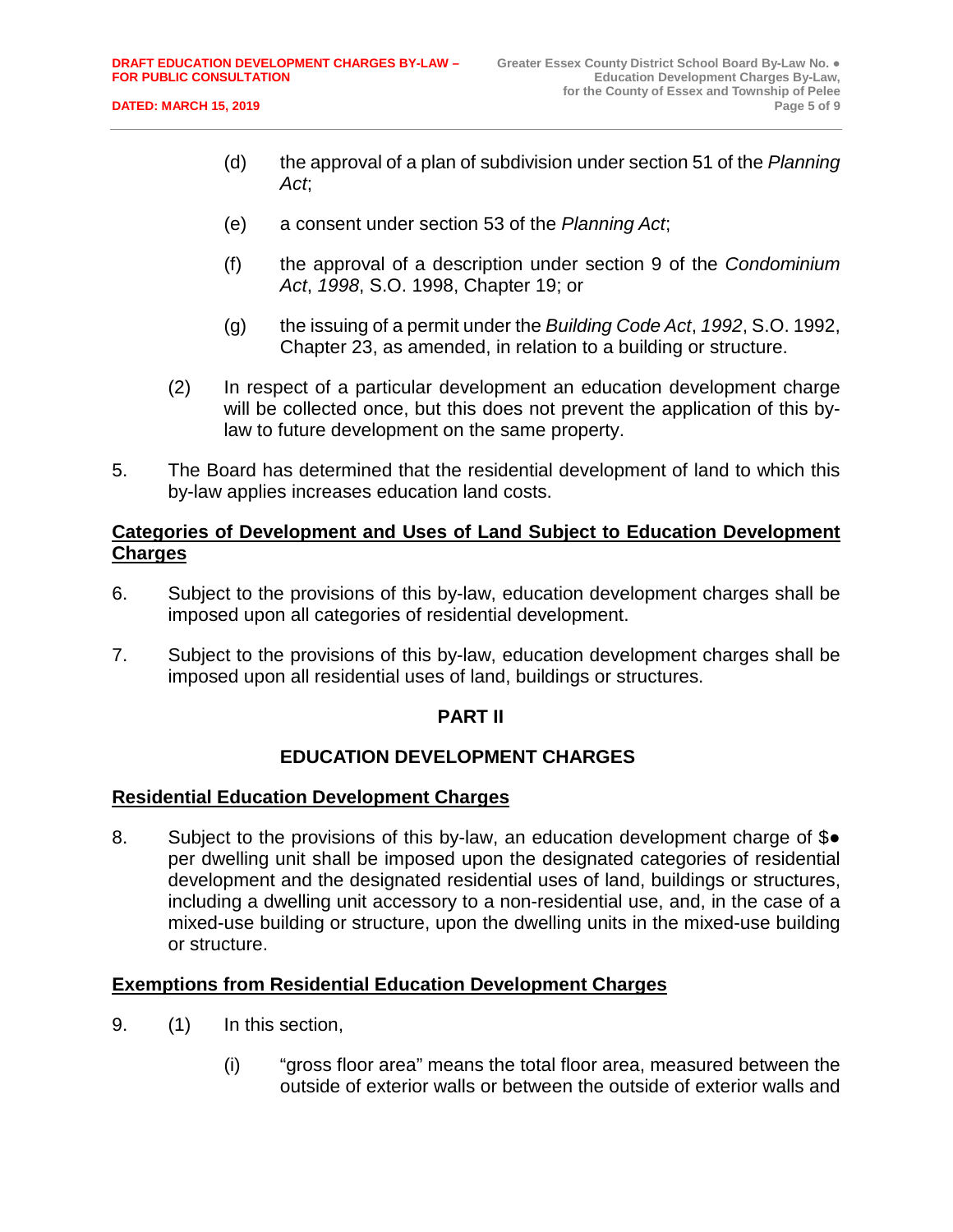(d) the approval of a plan of subdivision under section 51 of the *Planning Act*;

(e) a consent under section 53 of the *Planning Act*;

(f) the approval of a description under section 9 of the *Condominium Act*, *1998*, S.O. 1998, Chapter 19; or

(g) the issuing of a permit under the *Building Code Act*, *1992*, S.O. 1992, Chapter 23, as amended, in relation to a building or structure.

(2) In respect of a particular development an education development charge will be collected once, but this does not prevent the application of this by-law to future development on the same property.

5. The Board has determined that the residential development of land to which this by-law applies increases education land costs.

**<u>Categories of Development and Uses of Land Subject to Education Development Charges</u>**

6. Subject to the provisions of this by-law, education development charges shall be imposed upon all categories of residential development.

7. Subject to the provisions of this by-law, education development charges shall be imposed upon all residential uses of land, buildings or structures.

## PART II

## EDUCATION DEVELOPMENT CHARGES

**<u>Residential Education Development Charges</u>**

8. Subject to the provisions of this by-law, an education development charge of $● per dwelling unit shall be imposed upon the designated categories of residential development and the designated residential uses of land, buildings or structures, including a dwelling unit accessory to a non-residential use, and, in the case of a mixed-use building or structure, upon the dwelling units in the mixed-use building or structure.

**<u>Exemptions from Residential Education Development Charges</u>**

9. (1) In this section,

(i) "gross floor area" means the total floor area, measured between the outside of exterior walls or between the outside of exterior walls and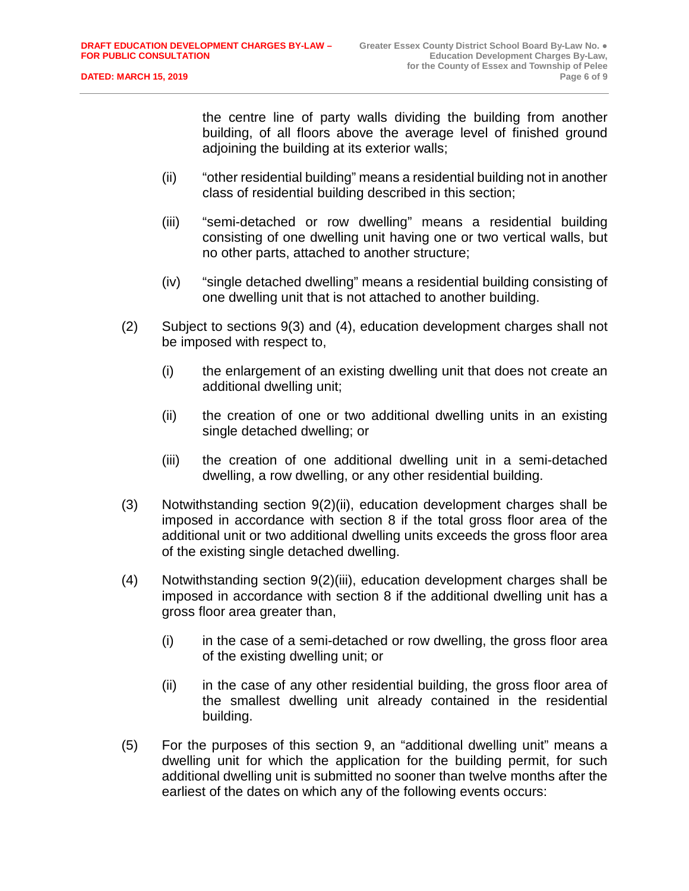the centre line of party walls dividing the building from another building, of all floors above the average level of finished ground adjoining the building at its exterior walls;

(ii) "other residential building" means a residential building not in another class of residential building described in this section;

(iii) "semi-detached or row dwelling" means a residential building consisting of one dwelling unit having one or two vertical walls, but no other parts, attached to another structure;

(iv) "single detached dwelling" means a residential building consisting of one dwelling unit that is not attached to another building.

(2) Subject to sections 9(3) and (4), education development charges shall not be imposed with respect to,

(i) the enlargement of an existing dwelling unit that does not create an additional dwelling unit;

(ii) the creation of one or two additional dwelling units in an existing single detached dwelling; or

(iii) the creation of one additional dwelling unit in a semi-detached dwelling, a row dwelling, or any other residential building.

(3) Notwithstanding section 9(2)(ii), education development charges shall be imposed in accordance with section 8 if the total gross floor area of the additional unit or two additional dwelling units exceeds the gross floor area of the existing single detached dwelling.

(4) Notwithstanding section 9(2)(iii), education development charges shall be imposed in accordance with section 8 if the additional dwelling unit has a gross floor area greater than,

(i) in the case of a semi-detached or row dwelling, the gross floor area of the existing dwelling unit; or

(ii) in the case of any other residential building, the gross floor area of the smallest dwelling unit already contained in the residential building.

(5) For the purposes of this section 9, an "additional dwelling unit" means a dwelling unit for which the application for the building permit, for such additional dwelling unit is submitted no sooner than twelve months after the earliest of the dates on which any of the following events occurs: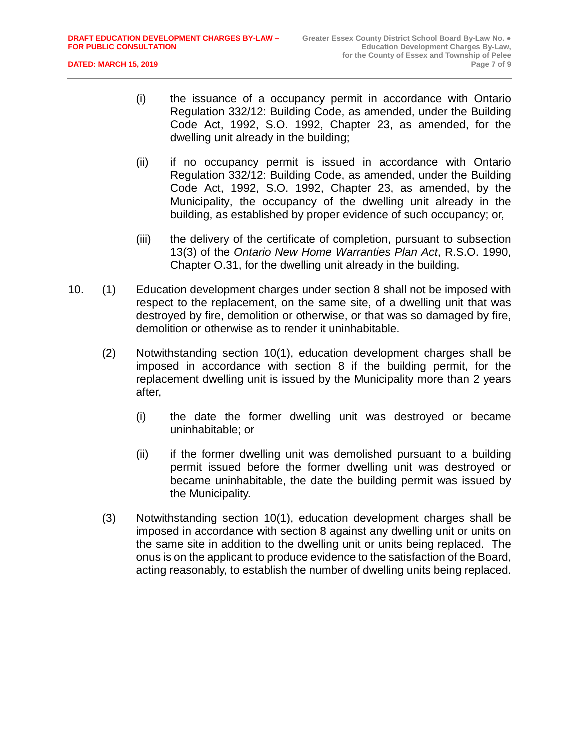(i) the issuance of a occupancy permit in accordance with Ontario Regulation 332/12: Building Code, as amended, under the Building Code Act, 1992, S.O. 1992, Chapter 23, as amended, for the dwelling unit already in the building;

(ii) if no occupancy permit is issued in accordance with Ontario Regulation 332/12: Building Code, as amended, under the Building Code Act, 1992, S.O. 1992, Chapter 23, as amended, by the Municipality, the occupancy of the dwelling unit already in the building, as established by proper evidence of such occupancy; or,

(iii) the delivery of the certificate of completion, pursuant to subsection 13(3) of the *Ontario New Home Warranties Plan Act*, R.S.O. 1990, Chapter O.31, for the dwelling unit already in the building.

10. (1) Education development charges under section 8 shall not be imposed with respect to the replacement, on the same site, of a dwelling unit that was destroyed by fire, demolition or otherwise, or that was so damaged by fire, demolition or otherwise as to render it uninhabitable.

(2) Notwithstanding section 10(1), education development charges shall be imposed in accordance with section 8 if the building permit, for the replacement dwelling unit is issued by the Municipality more than 2 years after,

(i) the date the former dwelling unit was destroyed or became uninhabitable; or

(ii) if the former dwelling unit was demolished pursuant to a building permit issued before the former dwelling unit was destroyed or became uninhabitable, the date the building permit was issued by the Municipality.

(3) Notwithstanding section 10(1), education development charges shall be imposed in accordance with section 8 against any dwelling unit or units on the same site in addition to the dwelling unit or units being replaced. The onus is on the applicant to produce evidence to the satisfaction of the Board, acting reasonably, to establish the number of dwelling units being replaced.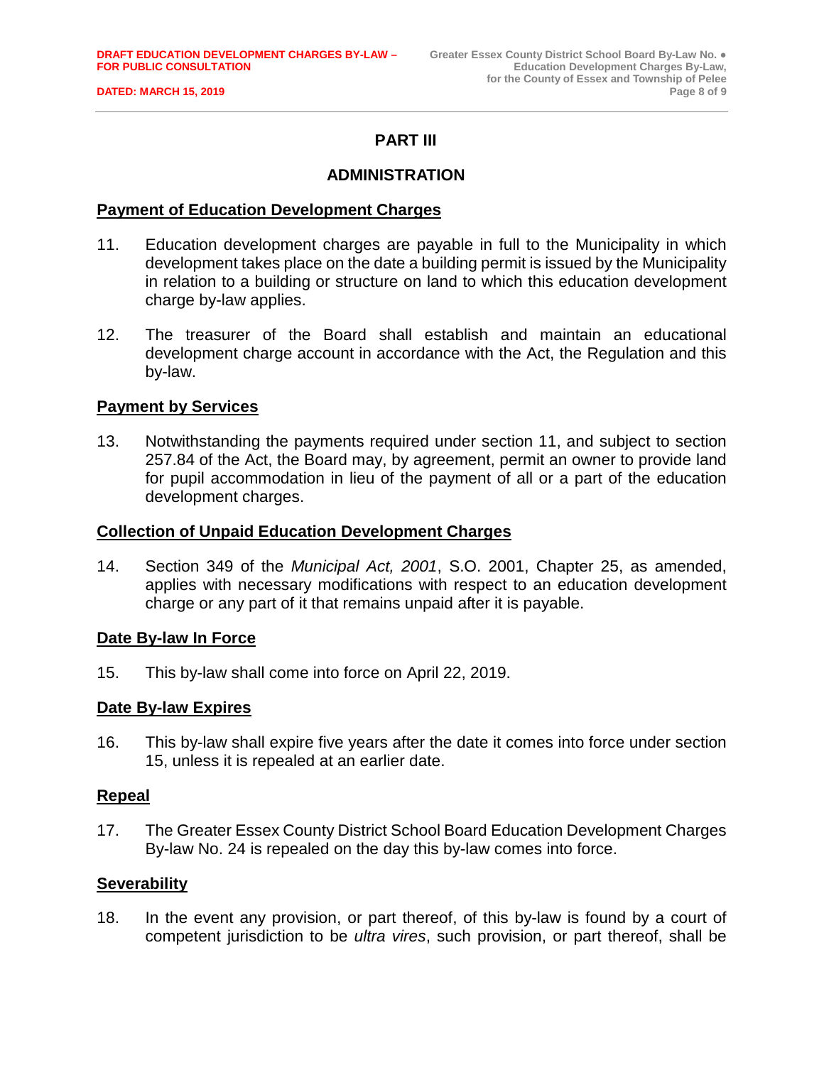## PART III

## ADMINISTRATION

**Payment of Education Development Charges**

11. Education development charges are payable in full to the Municipality in which development takes place on the date a building permit is issued by the Municipality in relation to a building or structure on land to which this education development charge by-law applies.

12. The treasurer of the Board shall establish and maintain an educational development charge account in accordance with the Act, the Regulation and this by-law.

**Payment by Services**

13. Notwithstanding the payments required under section 11, and subject to section 257.84 of the Act, the Board may, by agreement, permit an owner to provide land for pupil accommodation in lieu of the payment of all or a part of the education development charges.

**Collection of Unpaid Education Development Charges**

14. Section 349 of the *Municipal Act, 2001*, S.O. 2001, Chapter 25, as amended, applies with necessary modifications with respect to an education development charge or any part of it that remains unpaid after it is payable.

**Date By-law In Force**

15. This by-law shall come into force on April 22, 2019.

**Date By-law Expires**

16. This by-law shall expire five years after the date it comes into force under section 15, unless it is repealed at an earlier date.

**Repeal**

17. The Greater Essex County District School Board Education Development Charges By-law No. 24 is repealed on the day this by-law comes into force.

**Severability**

18. In the event any provision, or part thereof, of this by-law is found by a court of competent jurisdiction to be *ultra vires*, such provision, or part thereof, shall be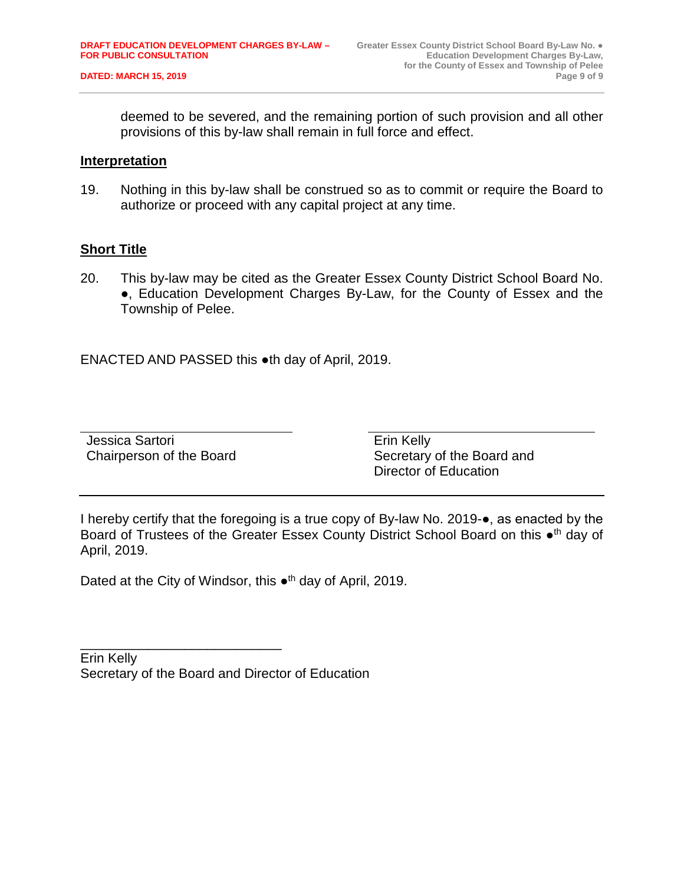deemed to be severed, and the remaining portion of such provision and all other provisions of this by-law shall remain in full force and effect.

## Interpretation

19. Nothing in this by-law shall be construed so as to commit or require the Board to authorize or proceed with any capital project at any time.

## Short Title

20. This by-law may be cited as the Greater Essex County District School Board No. ●, Education Development Charges By-Law, for the County of Essex and the Township of Pelee.

ENACTED AND PASSED this ●th day of April, 2019.

| | |
|---|---|
| Jessica Sartori<br>Chairperson of the Board | Erin Kelly<br>Secretary of the Board and Director of Education |

---

I hereby certify that the foregoing is a true copy of By-law No. 2019-●, as enacted by the Board of Trustees of the Greater Essex County District School Board on this ●th day of April, 2019.

Dated at the City of Windsor, this ●th day of April, 2019.

\_\_\_\_\_\_\_\_\_\_\_\_\_\_\_\_\_\_\_\_\_\_\_\_\_\_\_\_

Erin Kelly
Secretary of the Board and Director of Education